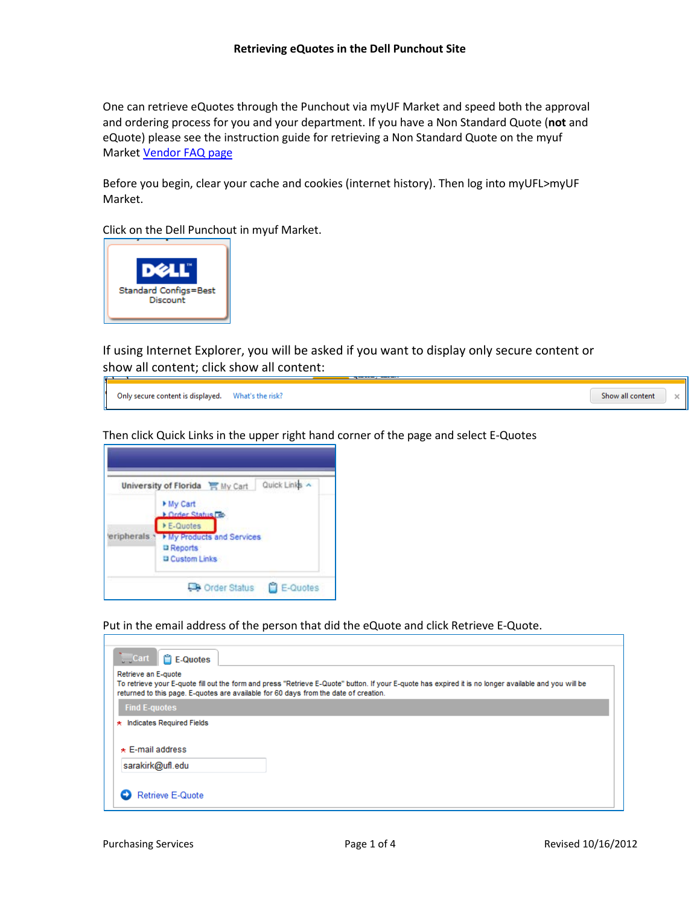# Retrieving eQuotes in the Dell Punchout Site

One can retrieve eQuotes through the Punchout via myUF Market and speed both the approval and ordering process for you and your department. If you have a Non Standard Quote (**not** and eQuote) please see the instruction guide for retrieving a Non Standard Quote on the myuf Market [Vendor FAQ page]()

Before you begin, clear your cache and cookies (internet history). Then log into myUFL>myUF Market.

Click on the Dell Punchout in myuf Market.

If using Internet Explorer, you will be asked if you want to display only secure content or show all content; click show all content:

Then click Quick Links in the upper right hand corner of the page and select E-Quotes

Put in the email address of the person that did the eQuote and click Retrieve E-Quote.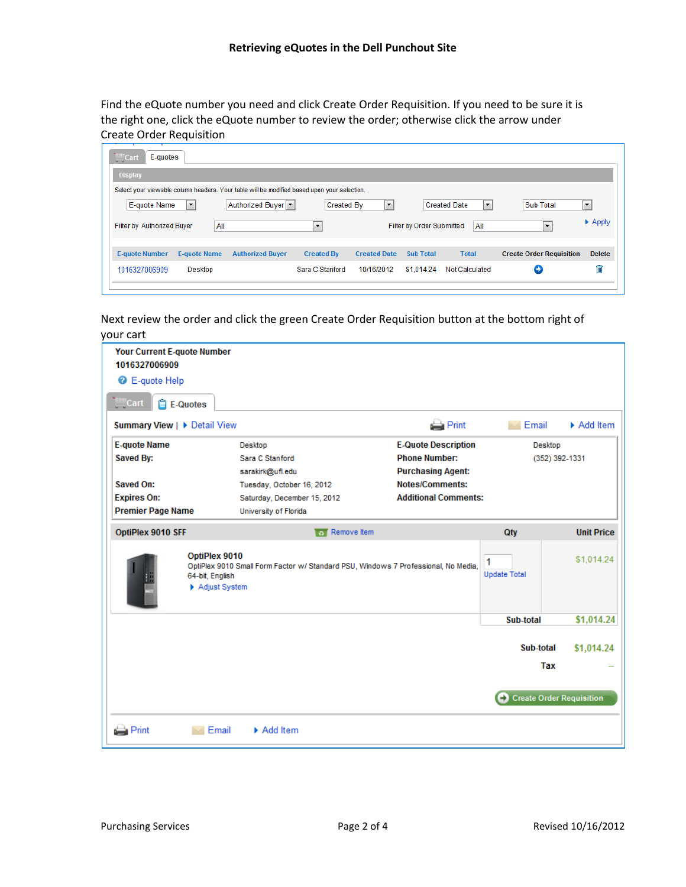**Retrieving eQuotes in the Dell Punchout Site**

Find the eQuote number you need and click Create Order Requisition. If you need to be sure it is the right one, click the eQuote number to review the order; otherwise click the arrow under Create Order Requisition

Cart | E-quotes

**Display**

Select your viewable column headers. Your table will be modified based upon your selection.

E-quote Name | Authorized Buyer | Created By | Created Date | Sub Total

Filter by Authorized Buyer: All    Filter by Order Submitted: All    Apply

| E-quote Number | E-quote Name | Authorized Buyer | Created By | Created Date | Sub Total | Total | Create Order Requisition | Delete |
|---|---|---|---|---|---|---|---|---|
| 1016327006909 | Desktop | | Sara C Stanford | 10/16/2012 | $1,014.24 | Not Calculated | | |

Next review the order and click the green Create Order Requisition button at the bottom right of your cart

**Your Current E-quote Number**
**1016327006909**

E-quote Help

Cart | E-Quotes

**Summary View** | Detail View    Print    Email    Add Item

| | | | |
|---|---|---|---|
| **E-quote Name** | Desktop | **E-Quote Description** | Desktop |
| **Saved By:** | Sara C Stanford<br>sarakirk@ufl.edu | **Phone Number:** | (352) 392-1331 |
| | | **Purchasing Agent:** | |
| **Saved On:** | Tuesday, October 16, 2012 | **Notes/Comments:** | |
| **Expires On:** | Saturday, December 15, 2012 | **Additional Comments:** | |
| **Premier Page Name** | University of Florida | | |

| **OptiPlex 9010 SFF** (Remove Item) | **Qty** | **Unit Price** |
|---|---|---|
| **OptiPlex 9010**<br>OptiPlex 9010 Small Form Factor w/ Standard PSU, Windows 7 Professional, No Media, 64-bit, English<br>Adjust System | 1<br>Update Total | $1,014.24 |
| | **Sub-total** | **$1,014.24** |

**Sub-total** $1,014.24

**Tax** --

Create Order Requisition

Print    Email    Add Item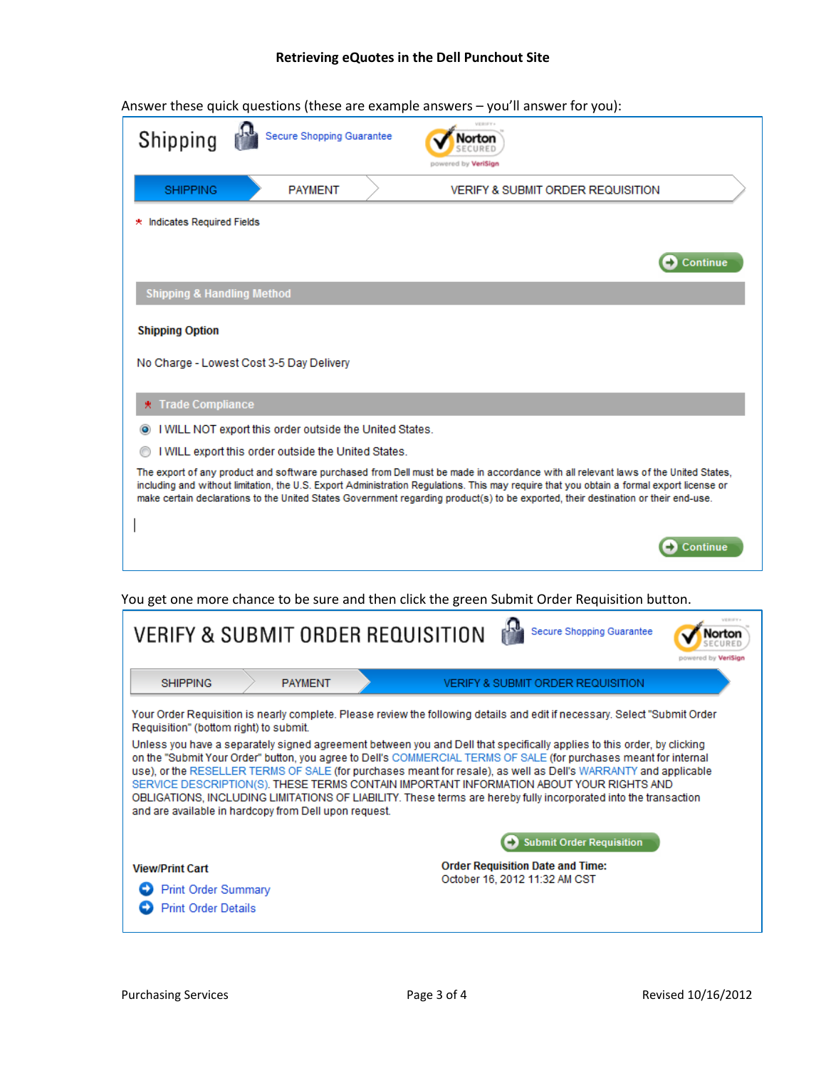**Retrieving eQuotes in the Dell Punchout Site**

Answer these quick questions (these are example answers – you'll answer for you):

Shipping | Secure Shopping Guarantee | Norton SECURED powered by VeriSign

SHIPPING | PAYMENT | VERIFY & SUBMIT ORDER REQUISITION

* Indicates Required Fields

Continue

**Shipping & Handling Method**

**Shipping Option**

No Charge - Lowest Cost 3-5 Day Delivery

**\* Trade Compliance**

- (selected) I WILL NOT export this order outside the United States.
- I WILL export this order outside the United States.

The export of any product and software purchased from Dell must be made in accordance with all relevant laws of the United States, including and without limitation, the U.S. Export Administration Regulations. This may require that you obtain a formal export license or make certain declarations to the United States Government regarding product(s) to be exported, their destination or their end-use.

Continue

You get one more chance to be sure and then click the green Submit Order Requisition button.

VERIFY & SUBMIT ORDER REQUISITION | Secure Shopping Guarantee | Norton SECURED powered by VeriSign

SHIPPING | PAYMENT | VERIFY & SUBMIT ORDER REQUISITION

Your Order Requisition is nearly complete. Please review the following details and edit if necessary. Select "Submit Order Requisition" (bottom right) to submit.

Unless you have a separately signed agreement between you and Dell that specifically applies to this order, by clicking on the "Submit Your Order" button, you agree to Dell's COMMERCIAL TERMS OF SALE (for purchases meant for internal use), or the RESELLER TERMS OF SALE (for purchases meant for resale), as well as Dell's WARRANTY and applicable SERVICE DESCRIPTION(S). THESE TERMS CONTAIN IMPORTANT INFORMATION ABOUT YOUR RIGHTS AND OBLIGATIONS, INCLUDING LIMITATIONS OF LIABILITY. These terms are hereby fully incorporated into the transaction and are available in hardcopy from Dell upon request.

Submit Order Requisition

**View/Print Cart**

- Print Order Summary
- Print Order Details

**Order Requisition Date and Time:**
October 16, 2012 11:32 AM CST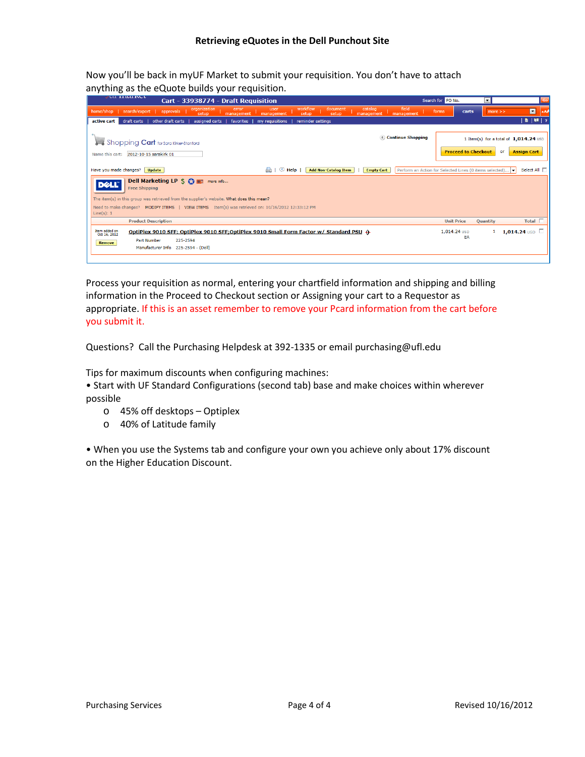Now you'll be back in myUF Market to submit your requisition. You don't have to attach anything as the eQuote builds your requisition.

Process your requisition as normal, entering your chartfield information and shipping and billing information in the Proceed to Checkout section or Assigning your cart to a Requestor as appropriate. If this is an asset remember to remove your Pcard information from the cart before you submit it.

Questions? Call the Purchasing Helpdesk at 392-1335 or email purchasing@ufl.edu

Tips for maximum discounts when configuring machines:

- Start with UF Standard Configurations (second tab) base and make choices within wherever possible
  - 45% off desktops – Optiplex
  - 40% of Latitude family

- When you use the Systems tab and configure your own you achieve only about 17% discount on the Higher Education Discount.